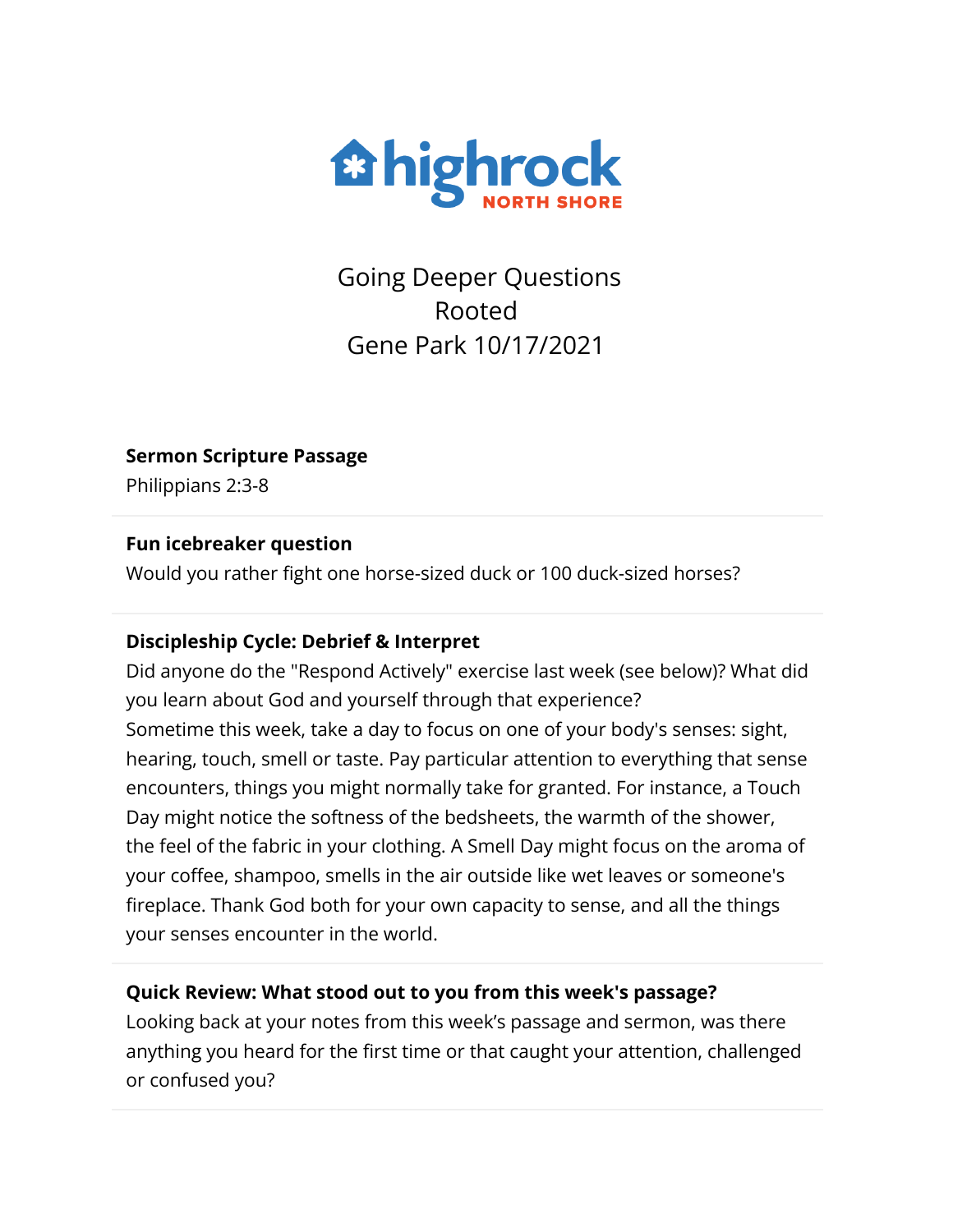highrock NORTH SHORE

# Going Deeper Questions
# Rooted
# Gene Park 10/17/2021

**Sermon Scripture Passage**

Philippians 2:3-8

---

**Fun icebreaker question**

Would you rather fight one horse-sized duck or 100 duck-sized horses?

---

**Discipleship Cycle: Debrief & Interpret**

Did anyone do the "Respond Actively" exercise last week (see below)? What did you learn about God and yourself through that experience?
Sometime this week, take a day to focus on one of your body's senses: sight, hearing, touch, smell or taste. Pay particular attention to everything that sense encounters, things you might normally take for granted. For instance, a Touch Day might notice the softness of the bedsheets, the warmth of the shower, the feel of the fabric in your clothing. A Smell Day might focus on the aroma of your coffee, shampoo, smells in the air outside like wet leaves or someone's fireplace. Thank God both for your own capacity to sense, and all the things your senses encounter in the world.

---

**Quick Review: What stood out to you from this week's passage?**

Looking back at your notes from this week's passage and sermon, was there anything you heard for the first time or that caught your attention, challenged or confused you?

---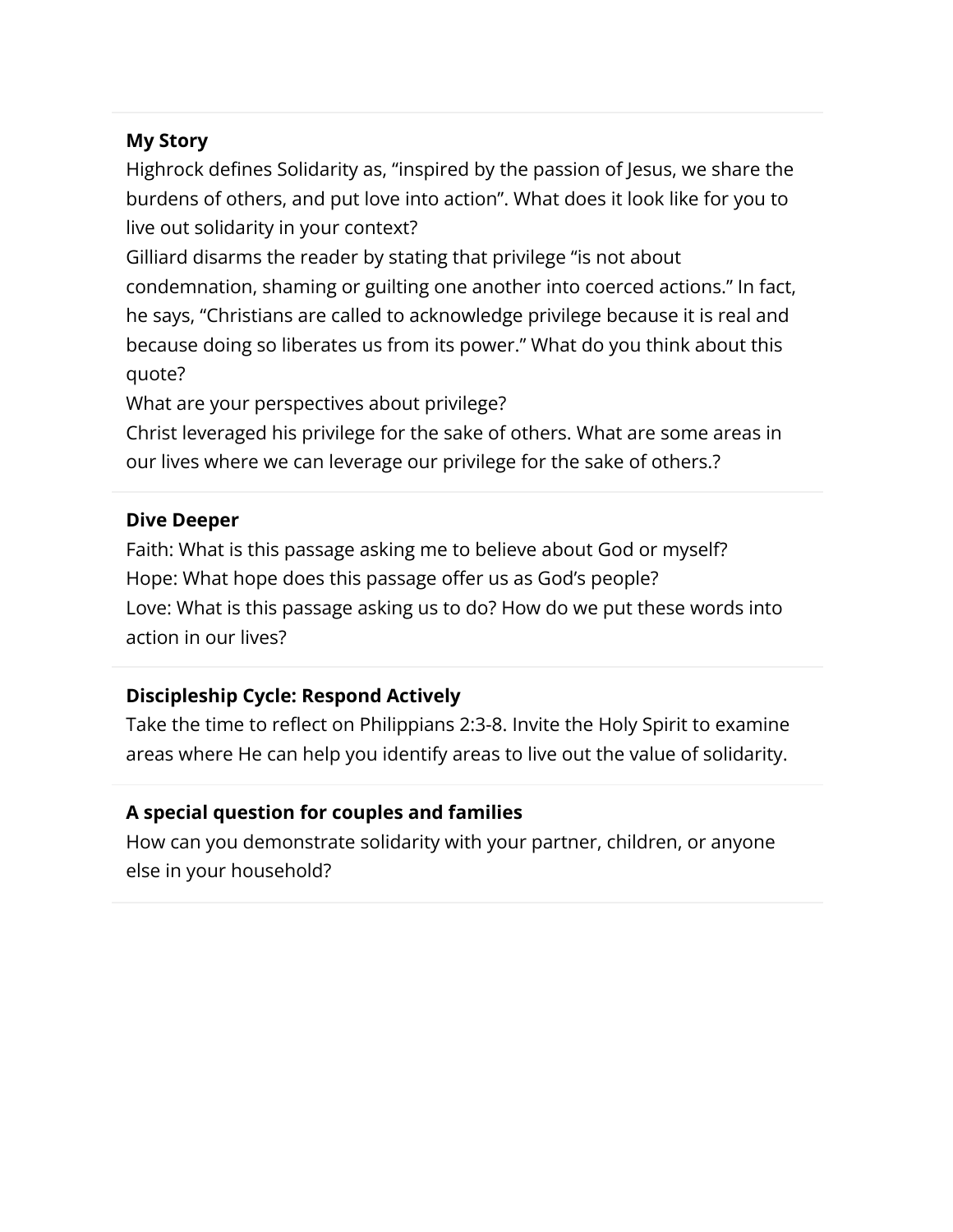**My Story**

Highrock defines Solidarity as, “inspired by the passion of Jesus, we share the burdens of others, and put love into action”. What does it look like for you to live out solidarity in your context?

Gilliard disarms the reader by stating that privilege “is not about condemnation, shaming or guilting one another into coerced actions.” In fact, he says, “Christians are called to acknowledge privilege because it is real and because doing so liberates us from its power.” What do you think about this quote?

What are your perspectives about privilege?

Christ leveraged his privilege for the sake of others. What are some areas in our lives where we can leverage our privilege for the sake of others.?

---

**Dive Deeper**

Faith: What is this passage asking me to believe about God or myself?

Hope: What hope does this passage offer us as God’s people?

Love: What is this passage asking us to do? How do we put these words into action in our lives?

---

**Discipleship Cycle: Respond Actively**

Take the time to reflect on Philippians 2:3-8. Invite the Holy Spirit to examine areas where He can help you identify areas to live out the value of solidarity.

---

**A special question for couples and families**

How can you demonstrate solidarity with your partner, children, or anyone else in your household?